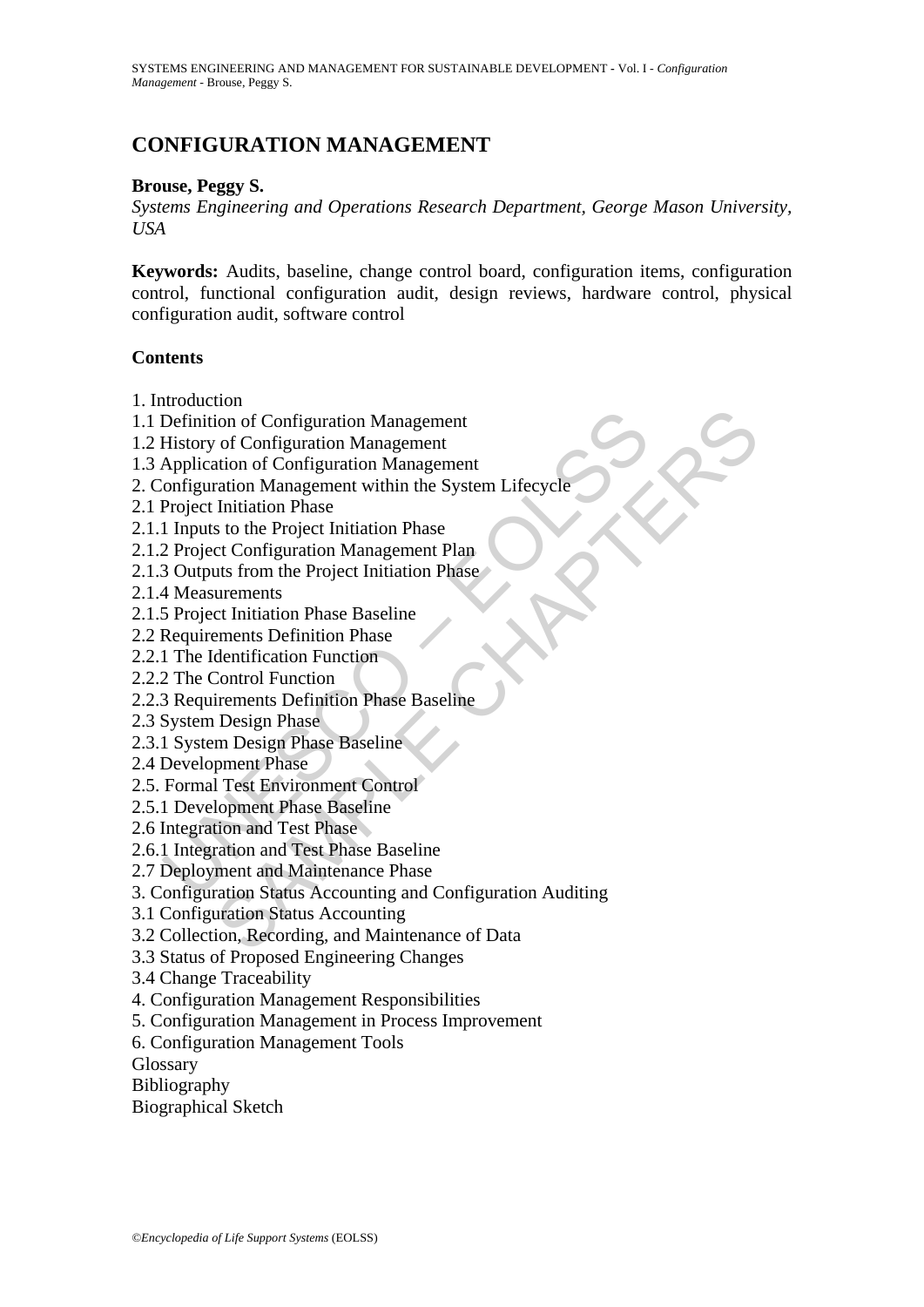# CONFIGURATION MANAGEMENT

**Brouse, Peggy S.**

*Systems Engineering and Operations Research Department, George Mason University, USA*

**Keywords:** Audits, baseline, change control board, configuration items, configuration control, functional configuration audit, design reviews, hardware control, physical configuration audit, software control

**Contents**

1. Introduction
1.1 Definition of Configuration Management
1.2 History of Configuration Management
1.3 Application of Configuration Management
2. Configuration Management within the System Lifecycle
2.1 Project Initiation Phase
2.1.1 Inputs to the Project Initiation Phase
2.1.2 Project Configuration Management Plan
2.1.3 Outputs from the Project Initiation Phase
2.1.4 Measurements
2.1.5 Project Initiation Phase Baseline
2.2 Requirements Definition Phase
2.2.1 The Identification Function
2.2.2 The Control Function
2.2.3 Requirements Definition Phase Baseline
2.3 System Design Phase
2.3.1 System Design Phase Baseline
2.4 Development Phase
2.5. Formal Test Environment Control
2.5.1 Development Phase Baseline
2.6 Integration and Test Phase
2.6.1 Integration and Test Phase Baseline
2.7 Deployment and Maintenance Phase
3. Configuration Status Accounting and Configuration Auditing
3.1 Configuration Status Accounting
3.2 Collection, Recording, and Maintenance of Data
3.3 Status of Proposed Engineering Changes
3.4 Change Traceability
4. Configuration Management Responsibilities
5. Configuration Management in Process Improvement
6. Configuration Management Tools
Glossary
Bibliography
Biographical Sketch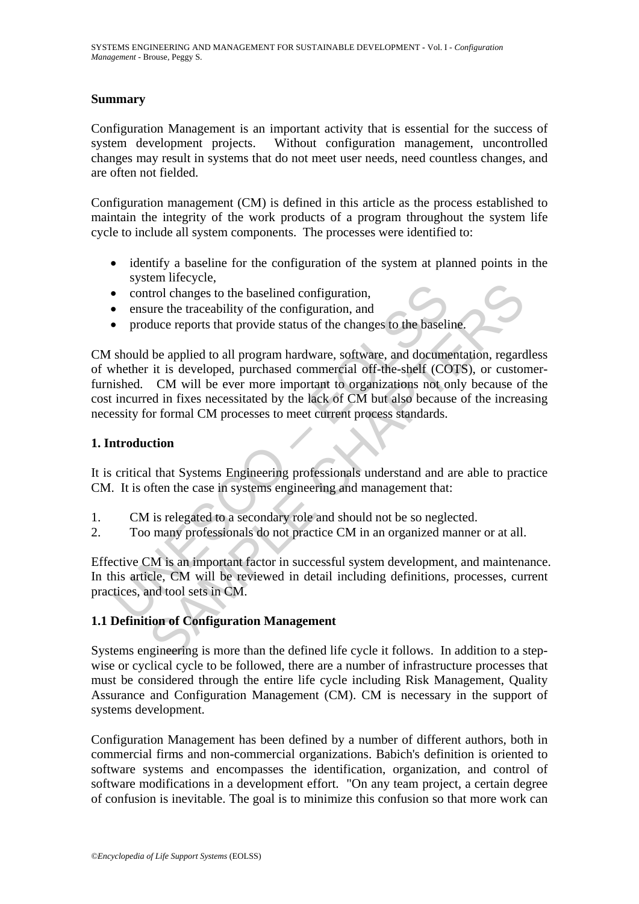## Summary

Configuration Management is an important activity that is essential for the success of system development projects. Without configuration management, uncontrolled changes may result in systems that do not meet user needs, need countless changes, and are often not fielded.

Configuration management (CM) is defined in this article as the process established to maintain the integrity of the work products of a program throughout the system life cycle to include all system components. The processes were identified to:

- identify a baseline for the configuration of the system at planned points in the system lifecycle,
- control changes to the baselined configuration,
- ensure the traceability of the configuration, and
- produce reports that provide status of the changes to the baseline.

CM should be applied to all program hardware, software, and documentation, regardless of whether it is developed, purchased commercial off-the-shelf (COTS), or customer-furnished. CM will be ever more important to organizations not only because of the cost incurred in fixes necessitated by the lack of CM but also because of the increasing necessity for formal CM processes to meet current process standards.

## 1. Introduction

It is critical that Systems Engineering professionals understand and are able to practice CM. It is often the case in systems engineering and management that:

1. CM is relegated to a secondary role and should not be so neglected.
2. Too many professionals do not practice CM in an organized manner or at all.

Effective CM is an important factor in successful system development, and maintenance. In this article, CM will be reviewed in detail including definitions, processes, current practices, and tool sets in CM.

### 1.1 Definition of Configuration Management

Systems engineering is more than the defined life cycle it follows. In addition to a step-wise or cyclical cycle to be followed, there are a number of infrastructure processes that must be considered through the entire life cycle including Risk Management, Quality Assurance and Configuration Management (CM). CM is necessary in the support of systems development.

Configuration Management has been defined by a number of different authors, both in commercial firms and non-commercial organizations. Babich's definition is oriented to software systems and encompasses the identification, organization, and control of software modifications in a development effort. "On any team project, a certain degree of confusion is inevitable. The goal is to minimize this confusion so that more work can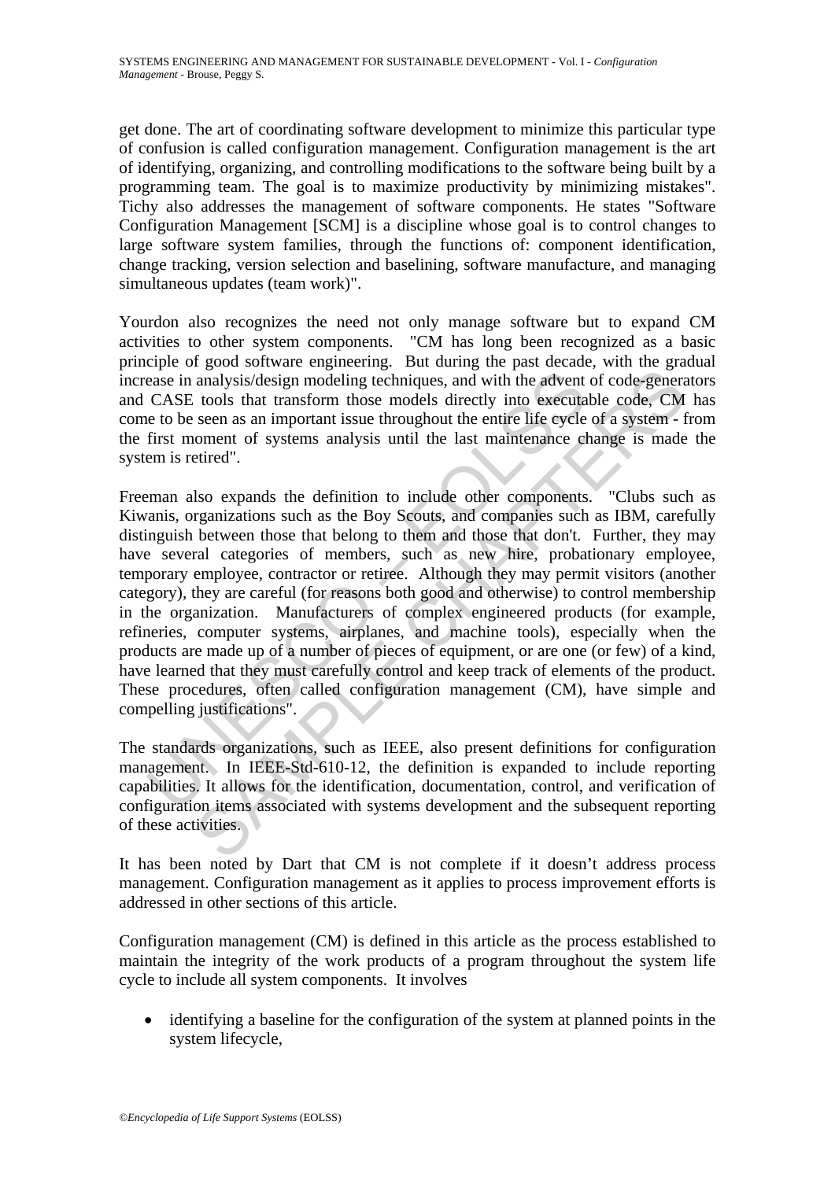get done. The art of coordinating software development to minimize this particular type of confusion is called configuration management. Configuration management is the art of identifying, organizing, and controlling modifications to the software being built by a programming team. The goal is to maximize productivity by minimizing mistakes". Tichy also addresses the management of software components. He states "Software Configuration Management [SCM] is a discipline whose goal is to control changes to large software system families, through the functions of: component identification, change tracking, version selection and baselining, software manufacture, and managing simultaneous updates (team work)".

Yourdon also recognizes the need not only manage software but to expand CM activities to other system components. "CM has long been recognized as a basic principle of good software engineering. But during the past decade, with the gradual increase in analysis/design modeling techniques, and with the advent of code-generators and CASE tools that transform those models directly into executable code, CM has come to be seen as an important issue throughout the entire life cycle of a system - from the first moment of systems analysis until the last maintenance change is made the system is retired".

Freeman also expands the definition to include other components. "Clubs such as Kiwanis, organizations such as the Boy Scouts, and companies such as IBM, carefully distinguish between those that belong to them and those that don't. Further, they may have several categories of members, such as new hire, probationary employee, temporary employee, contractor or retiree. Although they may permit visitors (another category), they are careful (for reasons both good and otherwise) to control membership in the organization. Manufacturers of complex engineered products (for example, refineries, computer systems, airplanes, and machine tools), especially when the products are made up of a number of pieces of equipment, or are one (or few) of a kind, have learned that they must carefully control and keep track of elements of the product. These procedures, often called configuration management (CM), have simple and compelling justifications".

The standards organizations, such as IEEE, also present definitions for configuration management. In IEEE-Std-610-12, the definition is expanded to include reporting capabilities. It allows for the identification, documentation, control, and verification of configuration items associated with systems development and the subsequent reporting of these activities.

It has been noted by Dart that CM is not complete if it doesn't address process management. Configuration management as it applies to process improvement efforts is addressed in other sections of this article.

Configuration management (CM) is defined in this article as the process established to maintain the integrity of the work products of a program throughout the system life cycle to include all system components. It involves

- identifying a baseline for the configuration of the system at planned points in the system lifecycle,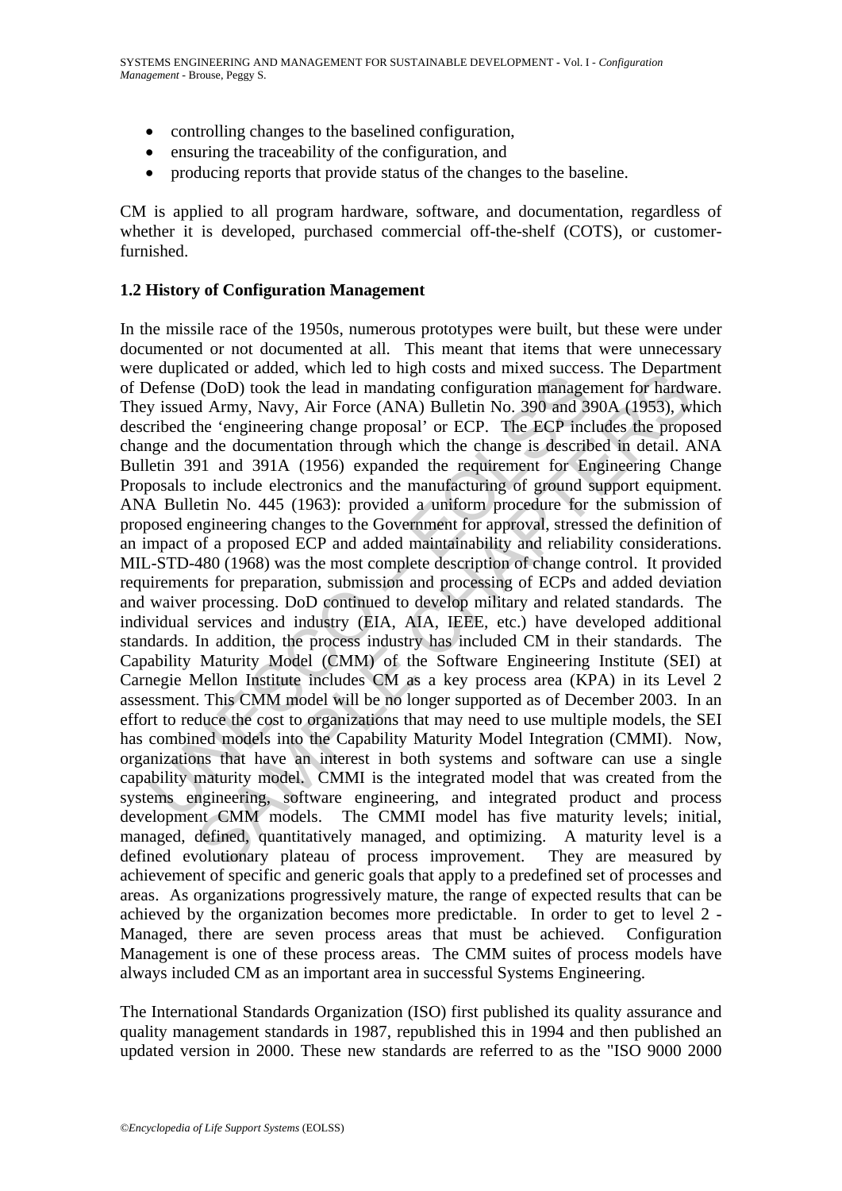- controlling changes to the baselined configuration,
- ensuring the traceability of the configuration, and
- producing reports that provide status of the changes to the baseline.

CM is applied to all program hardware, software, and documentation, regardless of whether it is developed, purchased commercial off-the-shelf (COTS), or customer-furnished.

### 1.2 History of Configuration Management

In the missile race of the 1950s, numerous prototypes were built, but these were under documented or not documented at all. This meant that items that were unnecessary were duplicated or added, which led to high costs and mixed success. The Department of Defense (DoD) took the lead in mandating configuration management for hardware. They issued Army, Navy, Air Force (ANA) Bulletin No. 390 and 390A (1953), which described the 'engineering change proposal' or ECP. The ECP includes the proposed change and the documentation through which the change is described in detail. ANA Bulletin 391 and 391A (1956) expanded the requirement for Engineering Change Proposals to include electronics and the manufacturing of ground support equipment. ANA Bulletin No. 445 (1963): provided a uniform procedure for the submission of proposed engineering changes to the Government for approval, stressed the definition of an impact of a proposed ECP and added maintainability and reliability considerations. MIL-STD-480 (1968) was the most complete description of change control. It provided requirements for preparation, submission and processing of ECPs and added deviation and waiver processing. DoD continued to develop military and related standards. The individual services and industry (EIA, AIA, IEEE, etc.) have developed additional standards. In addition, the process industry has included CM in their standards. The Capability Maturity Model (CMM) of the Software Engineering Institute (SEI) at Carnegie Mellon Institute includes CM as a key process area (KPA) in its Level 2 assessment. This CMM model will be no longer supported as of December 2003. In an effort to reduce the cost to organizations that may need to use multiple models, the SEI has combined models into the Capability Maturity Model Integration (CMMI). Now, organizations that have an interest in both systems and software can use a single capability maturity model. CMMI is the integrated model that was created from the systems engineering, software engineering, and integrated product and process development CMM models. The CMMI model has five maturity levels; initial, managed, defined, quantitatively managed, and optimizing. A maturity level is a defined evolutionary plateau of process improvement. They are measured by achievement of specific and generic goals that apply to a predefined set of processes and areas. As organizations progressively mature, the range of expected results that can be achieved by the organization becomes more predictable. In order to get to level 2 - Managed, there are seven process areas that must be achieved. Configuration Management is one of these process areas. The CMM suites of process models have always included CM as an important area in successful Systems Engineering.

The International Standards Organization (ISO) first published its quality assurance and quality management standards in 1987, republished this in 1994 and then published an updated version in 2000. These new standards are referred to as the "ISO 9000 2000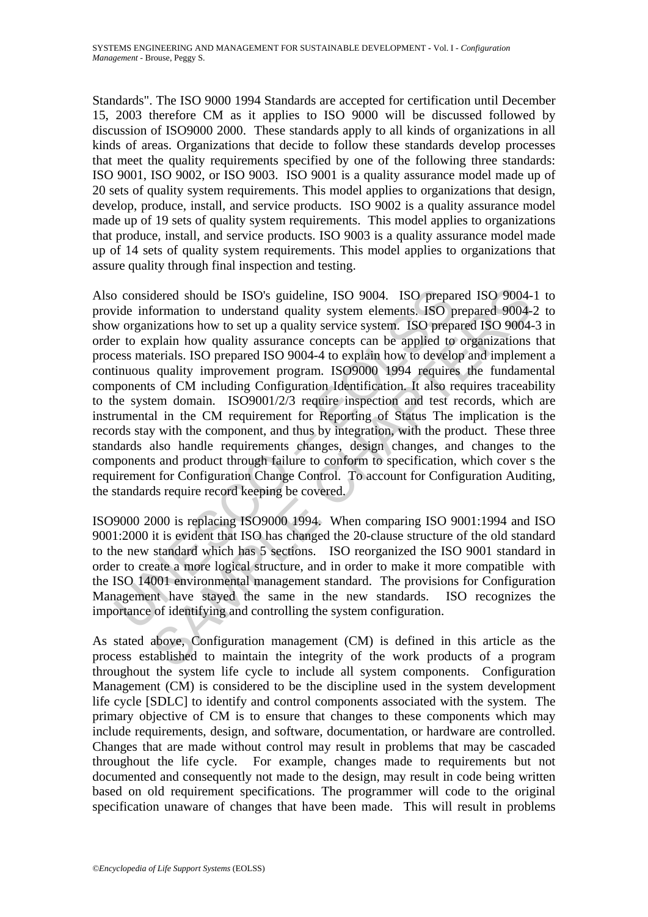Standards". The ISO 9000 1994 Standards are accepted for certification until December 15, 2003 therefore CM as it applies to ISO 9000 will be discussed followed by discussion of ISO9000 2000. These standards apply to all kinds of organizations in all kinds of areas. Organizations that decide to follow these standards develop processes that meet the quality requirements specified by one of the following three standards: ISO 9001, ISO 9002, or ISO 9003. ISO 9001 is a quality assurance model made up of 20 sets of quality system requirements. This model applies to organizations that design, develop, produce, install, and service products. ISO 9002 is a quality assurance model made up of 19 sets of quality system requirements. This model applies to organizations that produce, install, and service products. ISO 9003 is a quality assurance model made up of 14 sets of quality system requirements. This model applies to organizations that assure quality through final inspection and testing.

Also considered should be ISO's guideline, ISO 9004. ISO prepared ISO 9004-1 to provide information to understand quality system elements. ISO prepared 9004-2 to show organizations how to set up a quality service system. ISO prepared ISO 9004-3 in order to explain how quality assurance concepts can be applied to organizations that process materials. ISO prepared ISO 9004-4 to explain how to develop and implement a continuous quality improvement program. ISO9000 1994 requires the fundamental components of CM including Configuration Identification. It also requires traceability to the system domain. ISO9001/2/3 require inspection and test records, which are instrumental in the CM requirement for Reporting of Status The implication is the records stay with the component, and thus by integration, with the product. These three standards also handle requirements changes, design changes, and changes to the components and product through failure to conform to specification, which cover s the requirement for Configuration Change Control. To account for Configuration Auditing, the standards require record keeping be covered.

ISO9000 2000 is replacing ISO9000 1994. When comparing ISO 9001:1994 and ISO 9001:2000 it is evident that ISO has changed the 20-clause structure of the old standard to the new standard which has 5 sections. ISO reorganized the ISO 9001 standard in order to create a more logical structure, and in order to make it more compatible with the ISO 14001 environmental management standard. The provisions for Configuration Management have stayed the same in the new standards. ISO recognizes the importance of identifying and controlling the system configuration.

As stated above, Configuration management (CM) is defined in this article as the process established to maintain the integrity of the work products of a program throughout the system life cycle to include all system components. Configuration Management (CM) is considered to be the discipline used in the system development life cycle [SDLC] to identify and control components associated with the system. The primary objective of CM is to ensure that changes to these components which may include requirements, design, and software, documentation, or hardware are controlled. Changes that are made without control may result in problems that may be cascaded throughout the life cycle. For example, changes made to requirements but not documented and consequently not made to the design, may result in code being written based on old requirement specifications. The programmer will code to the original specification unaware of changes that have been made. This will result in problems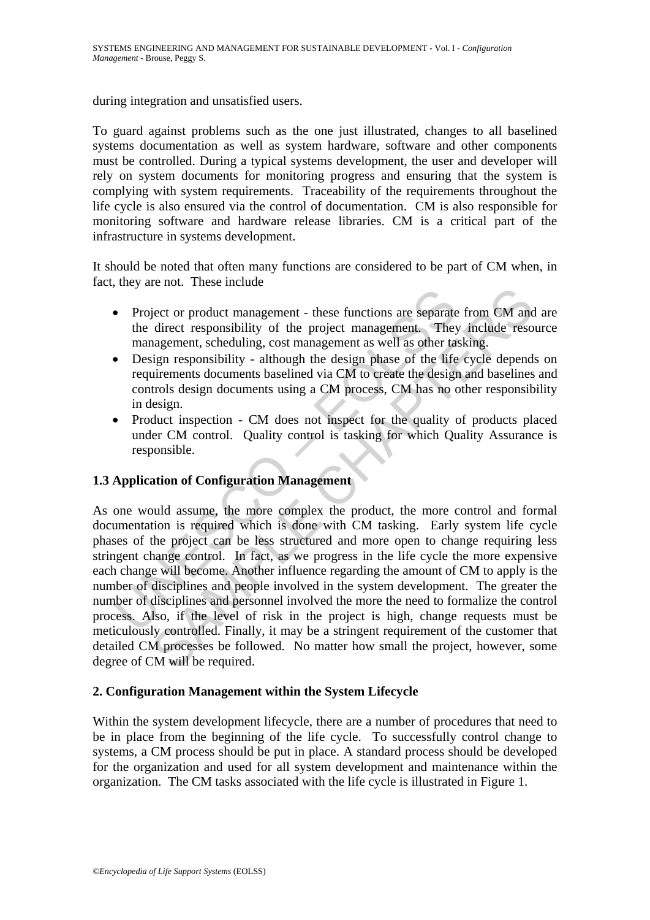during integration and unsatisfied users.

To guard against problems such as the one just illustrated, changes to all baselined systems documentation as well as system hardware, software and other components must be controlled. During a typical systems development, the user and developer will rely on system documents for monitoring progress and ensuring that the system is complying with system requirements. Traceability of the requirements throughout the life cycle is also ensured via the control of documentation. CM is also responsible for monitoring software and hardware release libraries. CM is a critical part of the infrastructure in systems development.

It should be noted that often many functions are considered to be part of CM when, in fact, they are not. These include

- Project or product management - these functions are separate from CM and are the direct responsibility of the project management. They include resource management, scheduling, cost management as well as other tasking.
- Design responsibility - although the design phase of the life cycle depends on requirements documents baselined via CM to create the design and baselines and controls design documents using a CM process, CM has no other responsibility in design.
- Product inspection - CM does not inspect for the quality of products placed under CM control. Quality control is tasking for which Quality Assurance is responsible.

### 1.3 Application of Configuration Management

As one would assume, the more complex the product, the more control and formal documentation is required which is done with CM tasking. Early system life cycle phases of the project can be less structured and more open to change requiring less stringent change control. In fact, as we progress in the life cycle the more expensive each change will become. Another influence regarding the amount of CM to apply is the number of disciplines and people involved in the system development. The greater the number of disciplines and personnel involved the more the need to formalize the control process. Also, if the level of risk in the project is high, change requests must be meticulously controlled. Finally, it may be a stringent requirement of the customer that detailed CM processes be followed. No matter how small the project, however, some degree of CM will be required.

## 2. Configuration Management within the System Lifecycle

Within the system development lifecycle, there are a number of procedures that need to be in place from the beginning of the life cycle. To successfully control change to systems, a CM process should be put in place. A standard process should be developed for the organization and used for all system development and maintenance within the organization. The CM tasks associated with the life cycle is illustrated in Figure 1.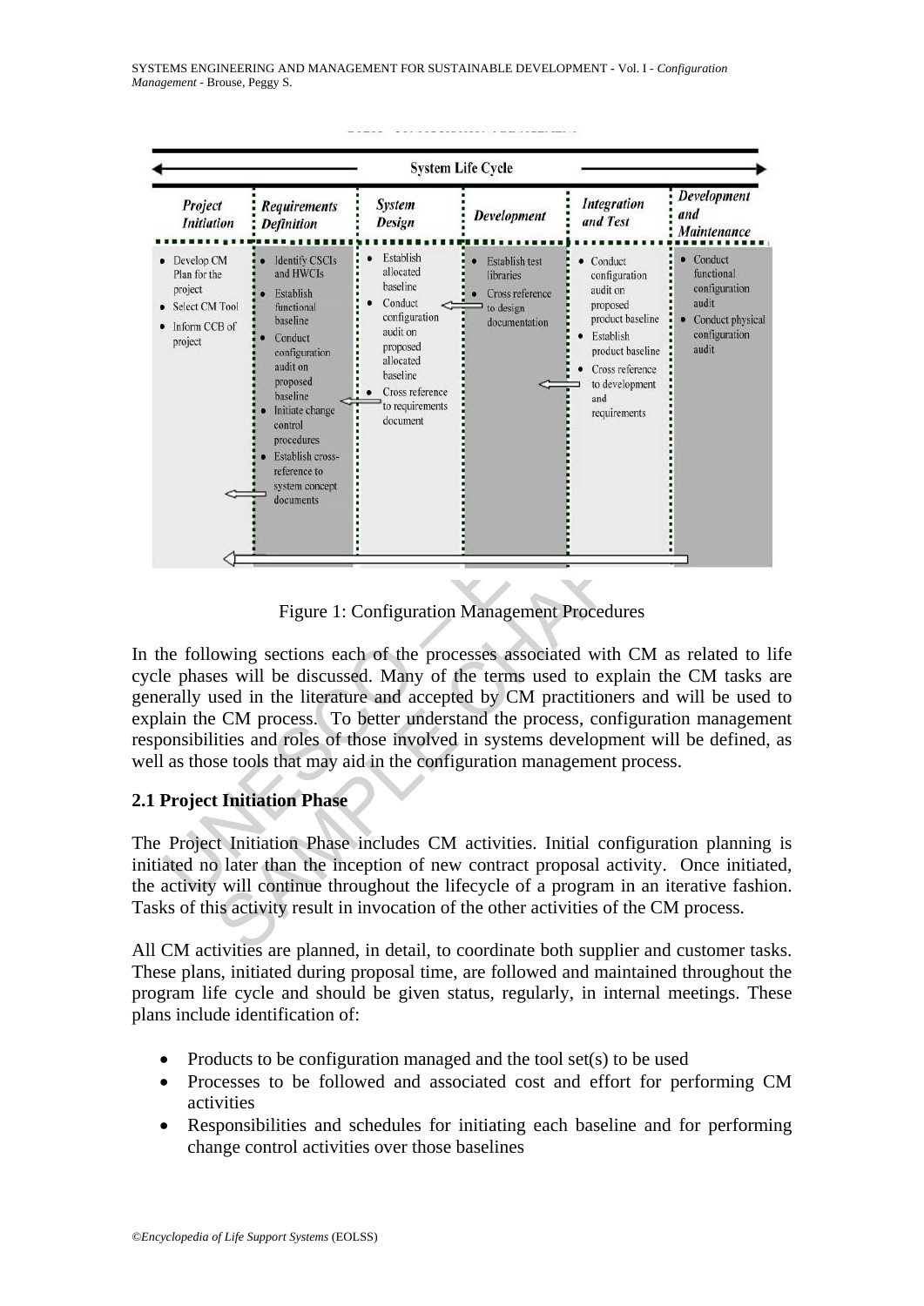System Life Cycle

Project Initiation

- Develop CM Plan for the project
- Select CM Tool
- Inform CCB of project

Requirements Definition

- Identify CSCIs and HWCIs
- Establish functional baseline
- Conduct configuration audit on proposed baseline
- Initiate change control procedures
- Establish cross-reference to system concept documents

System Design

- Establish allocated baseline
- Conduct configuration audit on proposed allocated baseline
- Cross reference to requirements document

Development

- Establish test libraries
- Cross reference to design documentation

Integration and Test

- Conduct configuration audit on proposed product baseline
- Establish product baseline
- Cross reference to development and requirements

Development and Maintenance

- Conduct functional configuration audit
- Conduct physical configuration audit

Figure 1: Configuration Management Procedures

In the following sections each of the processes associated with CM as related to life cycle phases will be discussed. Many of the terms used to explain the CM tasks are generally used in the literature and accepted by CM practitioners and will be used to explain the CM process. To better understand the process, configuration management responsibilities and roles of those involved in systems development will be defined, as well as those tools that may aid in the configuration management process.

## 2.1 Project Initiation Phase

The Project Initiation Phase includes CM activities. Initial configuration planning is initiated no later than the inception of new contract proposal activity. Once initiated, the activity will continue throughout the lifecycle of a program in an iterative fashion. Tasks of this activity result in invocation of the other activities of the CM process.

All CM activities are planned, in detail, to coordinate both supplier and customer tasks. These plans, initiated during proposal time, are followed and maintained throughout the program life cycle and should be given status, regularly, in internal meetings. These plans include identification of:

- Products to be configuration managed and the tool set(s) to be used
- Processes to be followed and associated cost and effort for performing CM activities
- Responsibilities and schedules for initiating each baseline and for performing change control activities over those baselines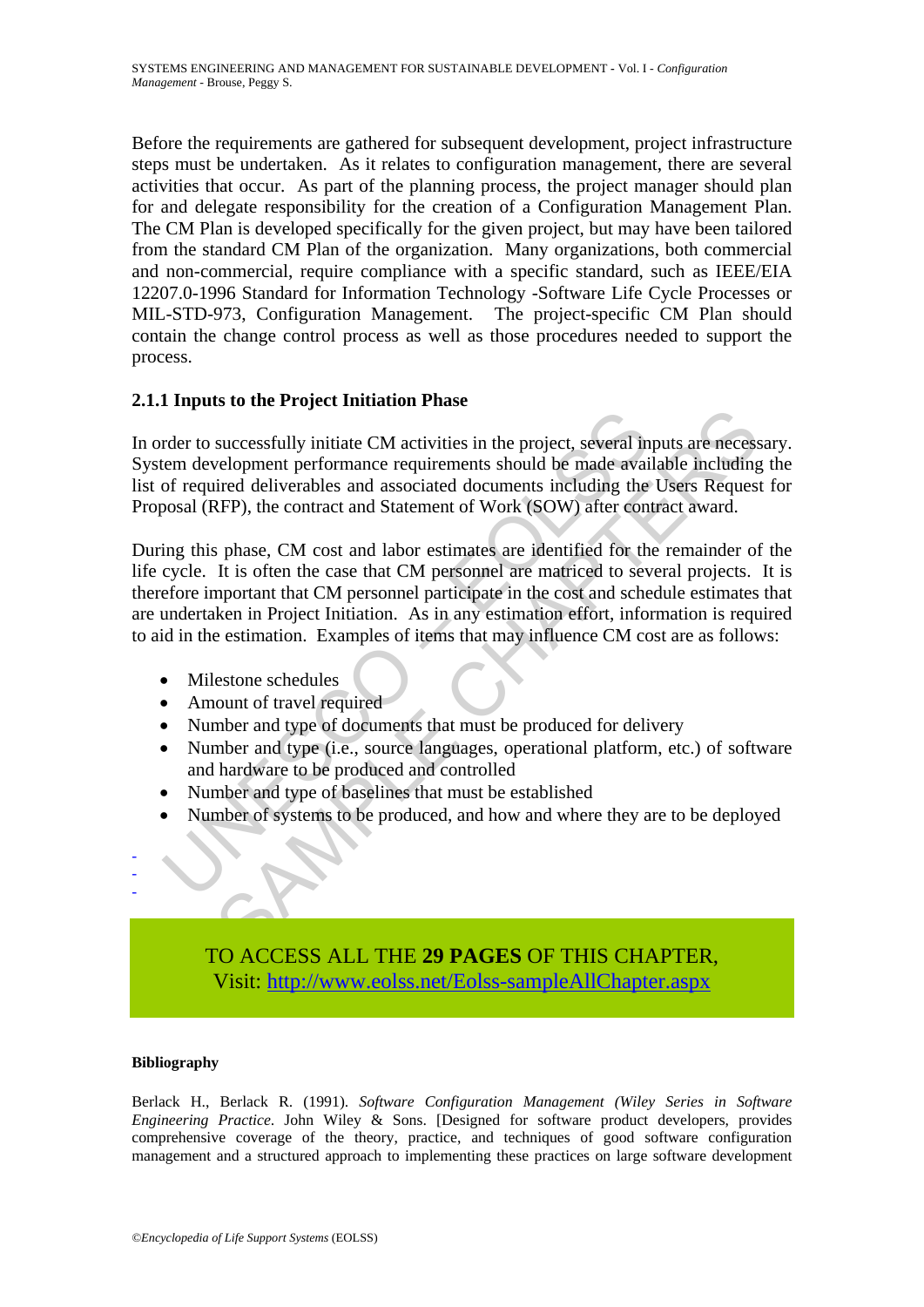Before the requirements are gathered for subsequent development, project infrastructure steps must be undertaken. As it relates to configuration management, there are several activities that occur. As part of the planning process, the project manager should plan for and delegate responsibility for the creation of a Configuration Management Plan. The CM Plan is developed specifically for the given project, but may have been tailored from the standard CM Plan of the organization. Many organizations, both commercial and non-commercial, require compliance with a specific standard, such as IEEE/EIA 12207.0-1996 Standard for Information Technology -Software Life Cycle Processes or MIL-STD-973, Configuration Management. The project-specific CM Plan should contain the change control process as well as those procedures needed to support the process.

### 2.1.1 Inputs to the Project Initiation Phase

In order to successfully initiate CM activities in the project, several inputs are necessary. System development performance requirements should be made available including the list of required deliverables and associated documents including the Users Request for Proposal (RFP), the contract and Statement of Work (SOW) after contract award.

During this phase, CM cost and labor estimates are identified for the remainder of the life cycle. It is often the case that CM personnel are matriced to several projects. It is therefore important that CM personnel participate in the cost and schedule estimates that are undertaken in Project Initiation. As in any estimation effort, information is required to aid in the estimation. Examples of items that may influence CM cost are as follows:

- Milestone schedules
- Amount of travel required
- Number and type of documents that must be produced for delivery
- Number and type (i.e., source languages, operational platform, etc.) of software and hardware to be produced and controlled
- Number and type of baselines that must be established
- Number of systems to be produced, and how and where they are to be deployed

-
-
-

TO ACCESS ALL THE **29 PAGES** OF THIS CHAPTER,
Visit: http://www.eolss.net/Eolss-sampleAllChapter.aspx

#### Bibliography

Berlack H., Berlack R. (1991). *Software Configuration Management (Wiley Series in Software Engineering Practice.* John Wiley & Sons. [Designed for software product developers, provides comprehensive coverage of the theory, practice, and techniques of good software configuration management and a structured approach to implementing these practices on large software development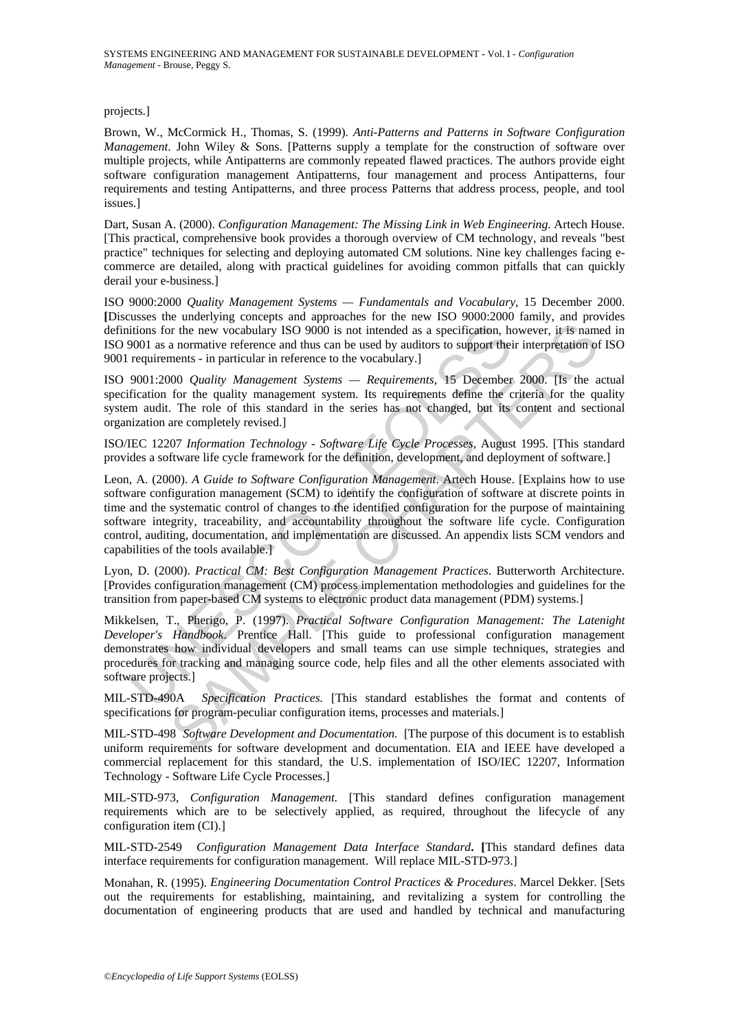projects.]

Brown, W., McCormick H., Thomas, S. (1999). *Anti-Patterns and Patterns in Software Configuration Management*. John Wiley & Sons. [Patterns supply a template for the construction of software over multiple projects, while Antipatterns are commonly repeated flawed practices. The authors provide eight software configuration management Antipatterns, four management and process Antipatterns, four requirements and testing Antipatterns, and three process Patterns that address process, people, and tool issues.]

Dart, Susan A. (2000). *Configuration Management: The Missing Link in Web Engineering*. Artech House. [This practical, comprehensive book provides a thorough overview of CM technology, and reveals "best practice" techniques for selecting and deploying automated CM solutions. Nine key challenges facing e-commerce are detailed, along with practical guidelines for avoiding common pitfalls that can quickly derail your e-business.]

ISO 9000:2000 *Quality Management Systems — Fundamentals and Vocabulary*, 15 December 2000. **[**Discusses the underlying concepts and approaches for the new ISO 9000:2000 family, and provides definitions for the new vocabulary ISO 9000 is not intended as a specification, however, it is named in ISO 9001 as a normative reference and thus can be used by auditors to support their interpretation of ISO 9001 requirements - in particular in reference to the vocabulary.]

ISO 9001:2000 *Quality Management Systems — Requirements*, 15 December 2000. [Is the actual specification for the quality management system. Its requirements define the criteria for the quality system audit. The role of this standard in the series has not changed, but its content and sectional organization are completely revised.]

ISO/IEC 12207 *Information Technology - Software Life Cycle Processes*, August 1995. [This standard provides a software life cycle framework for the definition, development, and deployment of software.]

Leon, A. (2000). *A Guide to Software Configuration Management*. Artech House. [Explains how to use software configuration management (SCM) to identify the configuration of software at discrete points in time and the systematic control of changes to the identified configuration for the purpose of maintaining software integrity, traceability, and accountability throughout the software life cycle. Configuration control, auditing, documentation, and implementation are discussed. An appendix lists SCM vendors and capabilities of the tools available.]

Lyon, D. (2000). *Practical CM: Best Configuration Management Practices*. Butterworth Architecture. [Provides configuration management (CM) process implementation methodologies and guidelines for the transition from paper-based CM systems to electronic product data management (PDM) systems.]

Mikkelsen, T., Pherigo, P. (1997). *Practical Software Configuration Management: The Latenight Developer's Handbook*. Prentice Hall. [This guide to professional configuration management demonstrates how individual developers and small teams can use simple techniques, strategies and procedures for tracking and managing source code, help files and all the other elements associated with software projects.]

MIL-STD-490A *Specification Practices.* [This standard establishes the format and contents of specifications for program-peculiar configuration items, processes and materials.]

MIL-STD-498 *Software Development and Documentation.* [The purpose of this document is to establish uniform requirements for software development and documentation. EIA and IEEE have developed a commercial replacement for this standard, the U.S. implementation of ISO/IEC 12207, Information Technology - Software Life Cycle Processes.]

MIL-STD-973, *Configuration Management.* [This standard defines configuration management requirements which are to be selectively applied, as required, throughout the lifecycle of any configuration item (CI).]

MIL-STD-2549 *Configuration Management Data Interface Standard***. [**This standard defines data interface requirements for configuration management. Will replace MIL-STD-973.]

Monahan, R. (1995). *Engineering Documentation Control Practices & Procedures*. Marcel Dekker. [Sets out the requirements for establishing, maintaining, and revitalizing a system for controlling the documentation of engineering products that are used and handled by technical and manufacturing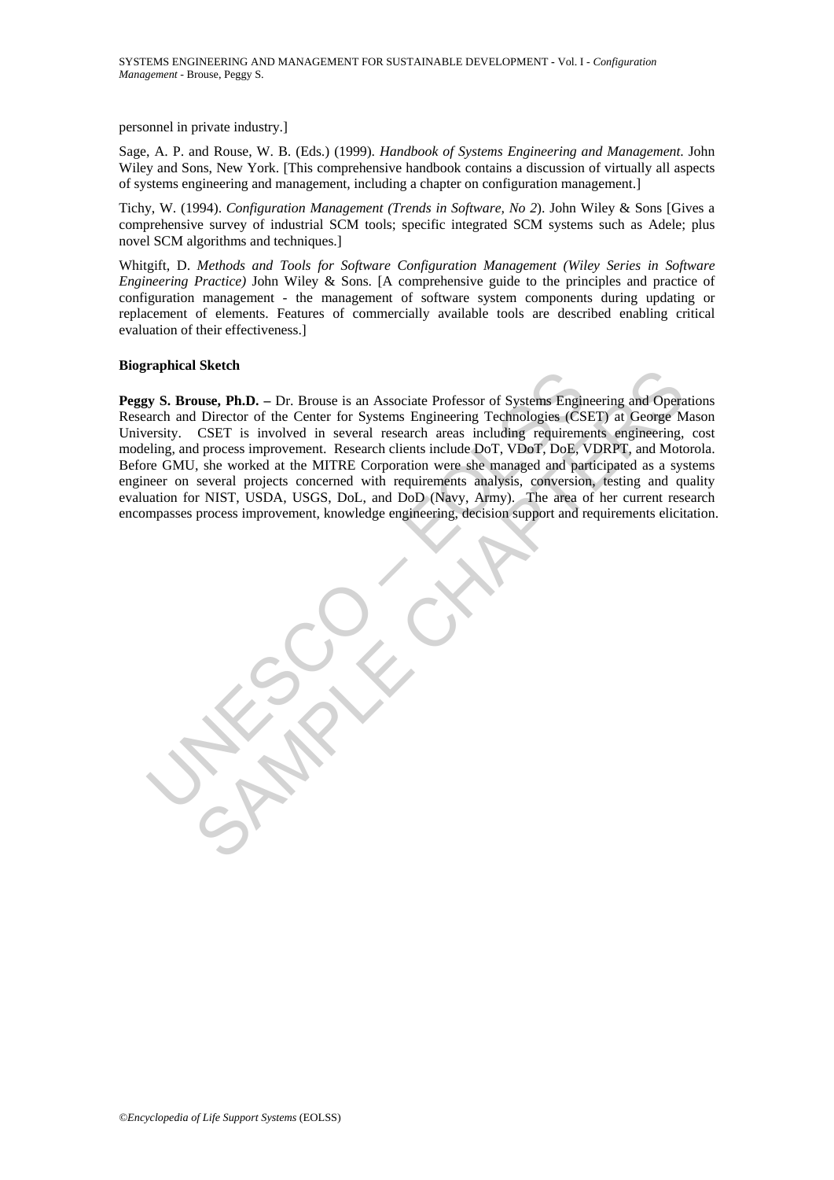personnel in private industry.]

Sage, A. P. and Rouse, W. B. (Eds.) (1999). *Handbook of Systems Engineering and Management.* John Wiley and Sons, New York. [This comprehensive handbook contains a discussion of virtually all aspects of systems engineering and management, including a chapter on configuration management.]

Tichy, W. (1994). *Configuration Management (Trends in Software, No 2*). John Wiley & Sons [Gives a comprehensive survey of industrial SCM tools; specific integrated SCM systems such as Adele; plus novel SCM algorithms and techniques.]

Whitgift, D. *Methods and Tools for Software Configuration Management (Wiley Series in Software Engineering Practice)* John Wiley & Sons. [A comprehensive guide to the principles and practice of configuration management - the management of software system components during updating or replacement of elements. Features of commercially available tools are described enabling critical evaluation of their effectiveness.]

**Biographical Sketch**

**Peggy S. Brouse, Ph.D. –** Dr. Brouse is an Associate Professor of Systems Engineering and Operations Research and Director of the Center for Systems Engineering Technologies (CSET) at George Mason University. CSET is involved in several research areas including requirements engineering, cost modeling, and process improvement. Research clients include DoT, VDoT, DoE, VDRPT, and Motorola. Before GMU, she worked at the MITRE Corporation were she managed and participated as a systems engineer on several projects concerned with requirements analysis, conversion, testing and quality evaluation for NIST, USDA, USGS, DoL, and DoD (Navy, Army). The area of her current research encompasses process improvement, knowledge engineering, decision support and requirements elicitation.